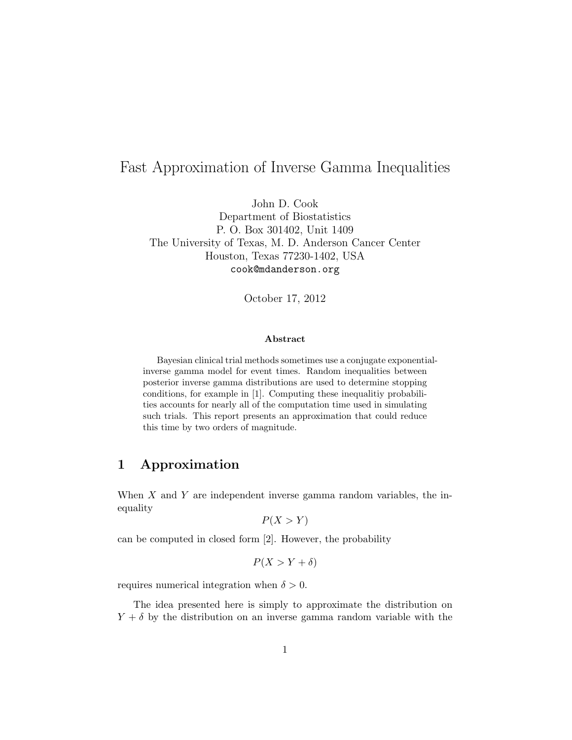# Fast Approximation of Inverse Gamma Inequalities

John D. Cook
Department of Biostatistics
P. O. Box 301402, Unit 1409
The University of Texas, M. D. Anderson Cancer Center
Houston, Texas 77230-1402, USA
`cook@mdanderson.org`

October 17, 2012

**Abstract**

Bayesian clinical trial methods sometimes use a conjugate exponential-inverse gamma model for event times. Random inequalities between posterior inverse gamma distributions are used to determine stopping conditions, for example in [1]. Computing these inequalitiy probabilities accounts for nearly all of the computation time used in simulating such trials. This report presents an approximation that could reduce this time by two orders of magnitude.

## 1 Approximation

When $X$ and $Y$ are independent inverse gamma random variables, the inequality

$$P(X > Y)$$

can be computed in closed form [2]. However, the probability

$$P(X > Y + \delta)$$

requires numerical integration when $\delta > 0$.

The idea presented here is simply to approximate the distribution on $Y + \delta$ by the distribution on an inverse gamma random variable with the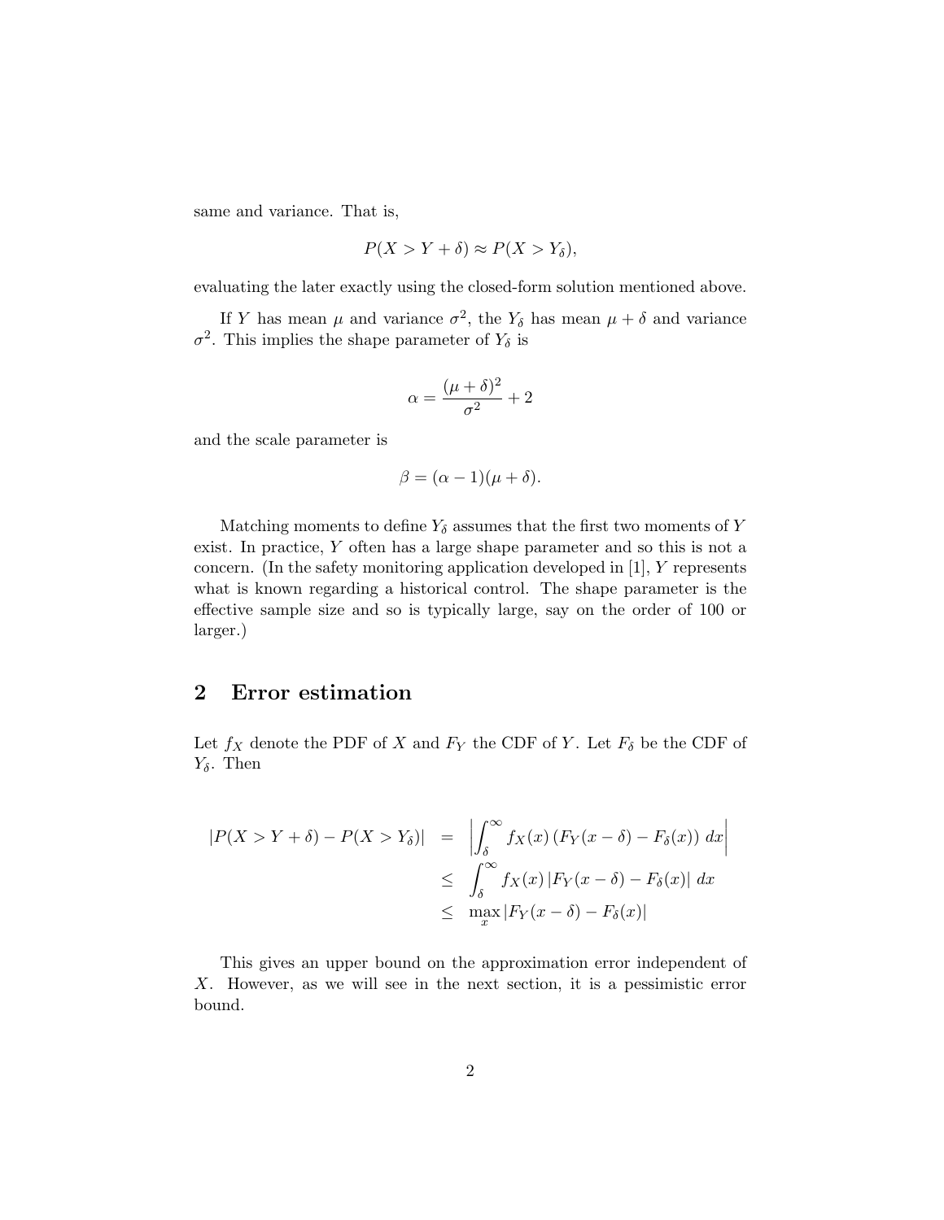same and variance. That is,

$$P(X > Y + \delta) \approx P(X > Y_\delta),$$

evaluating the later exactly using the closed-form solution mentioned above.

If $Y$ has mean $\mu$ and variance $\sigma^2$, the $Y_\delta$ has mean $\mu + \delta$ and variance $\sigma^2$. This implies the shape parameter of $Y_\delta$ is

$$\alpha = \frac{(\mu + \delta)^2}{\sigma^2} + 2$$

and the scale parameter is

$$\beta = (\alpha - 1)(\mu + \delta).$$

Matching moments to define $Y_\delta$ assumes that the first two moments of $Y$ exist. In practice, $Y$ often has a large shape parameter and so this is not a concern. (In the safety monitoring application developed in [1], $Y$ represents what is known regarding a historical control. The shape parameter is the effective sample size and so is typically large, say on the order of 100 or larger.)

## 2 Error estimation

Let $f_X$ denote the PDF of $X$ and $F_Y$ the CDF of $Y$. Let $F_\delta$ be the CDF of $Y_\delta$. Then

$$\begin{aligned}
|P(X > Y + \delta) - P(X > Y_\delta)| &= \left| \int_\delta^\infty f_X(x) \left( F_Y(x - \delta) - F_\delta(x) \right) \, dx \right| \\
&\leq \int_\delta^\infty f_X(x) \left| F_Y(x - \delta) - F_\delta(x) \right| \, dx \\
&\leq \max_x \left| F_Y(x - \delta) - F_\delta(x) \right|
\end{aligned}$$

This gives an upper bound on the approximation error independent of $X$. However, as we will see in the next section, it is a pessimistic error bound.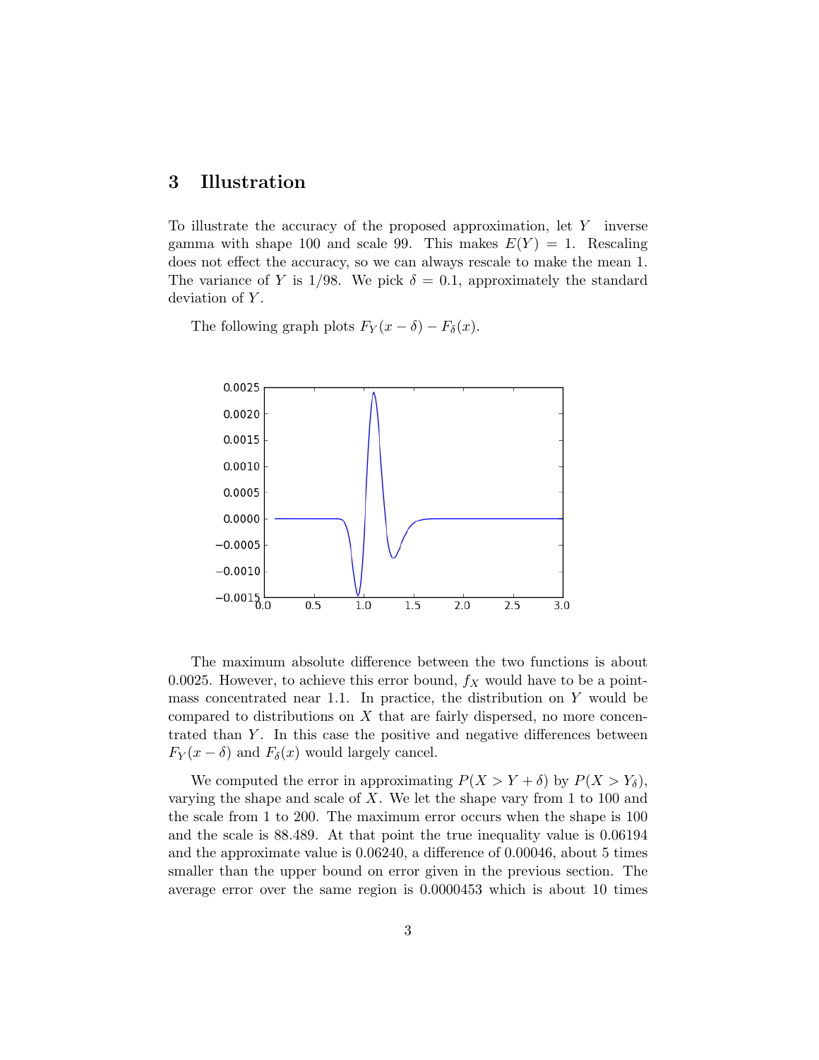## 3 Illustration

To illustrate the accuracy of the proposed approximation, let $Y$ inverse gamma with shape 100 and scale 99. This makes $E(Y) = 1$. Rescaling does not effect the accuracy, so we can always rescale to make the mean 1. The variance of $Y$ is 1/98. We pick $\delta = 0.1$, approximately the standard deviation of $Y$.

The following graph plots $F_Y(x - \delta) - F_\delta(x)$.

The maximum absolute difference between the two functions is about 0.0025. However, to achieve this error bound, $f_X$ would have to be a point-mass concentrated near 1.1. In practice, the distribution on $Y$ would be compared to distributions on $X$ that are fairly dispersed, no more concentrated than $Y$. In this case the positive and negative differences between $F_Y(x - \delta)$ and $F_\delta(x)$ would largely cancel.

We computed the error in approximating $P(X > Y + \delta)$ by $P(X > Y_\delta)$, varying the shape and scale of $X$. We let the shape vary from 1 to 100 and the scale from 1 to 200. The maximum error occurs when the shape is 100 and the scale is 88.489. At that point the true inequality value is 0.06194 and the approximate value is 0.06240, a difference of 0.00046, about 5 times smaller than the upper bound on error given in the previous section. The average error over the same region is 0.0000453 which is about 10 times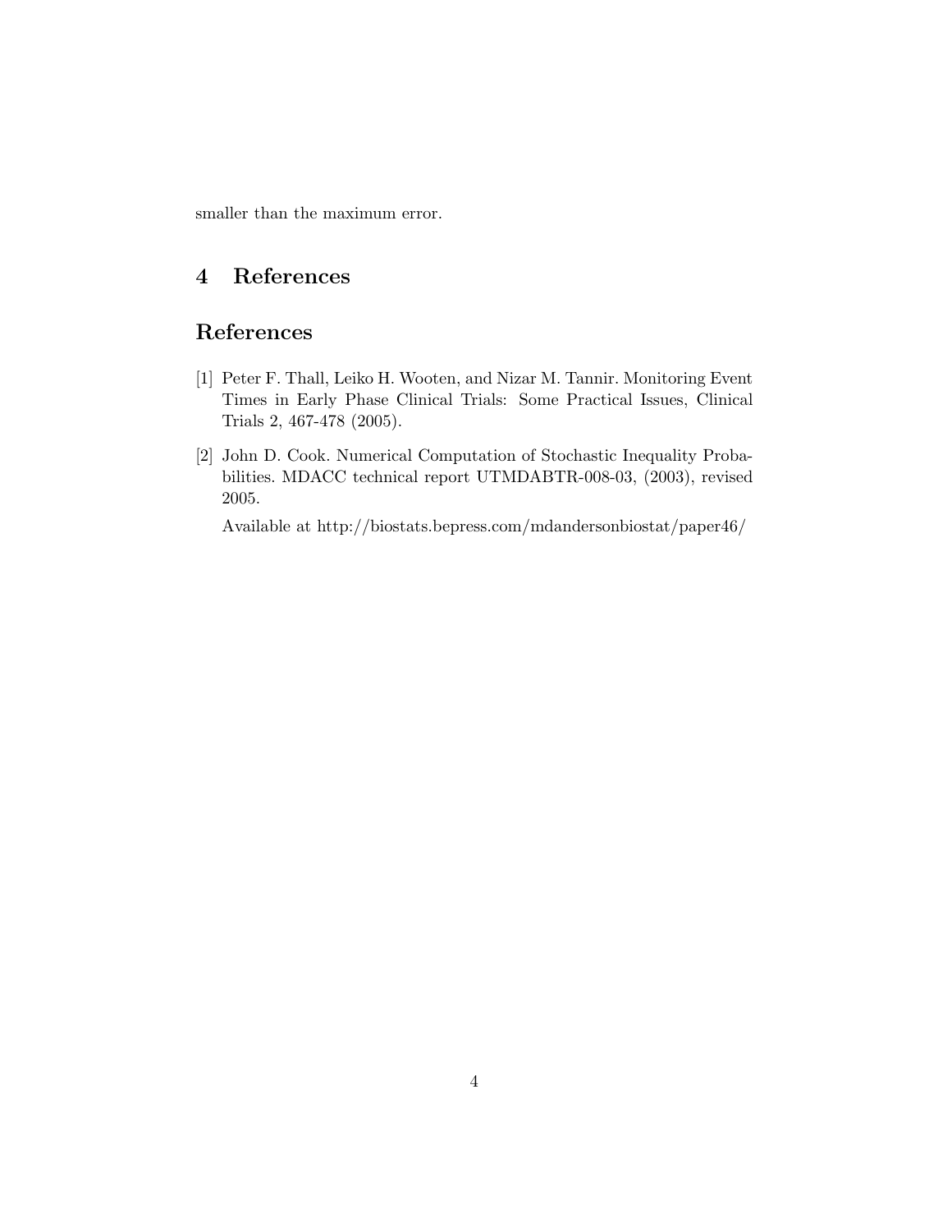smaller than the maximum error.

## 4 References

## References

[1] Peter F. Thall, Leiko H. Wooten, and Nizar M. Tannir. Monitoring Event Times in Early Phase Clinical Trials: Some Practical Issues, Clinical Trials 2, 467-478 (2005).

[2] John D. Cook. Numerical Computation of Stochastic Inequality Probabilities. MDACC technical report UTMDABTR-008-03, (2003), revised 2005.

Available at http://biostats.bepress.com/mdandersonbiostat/paper46/